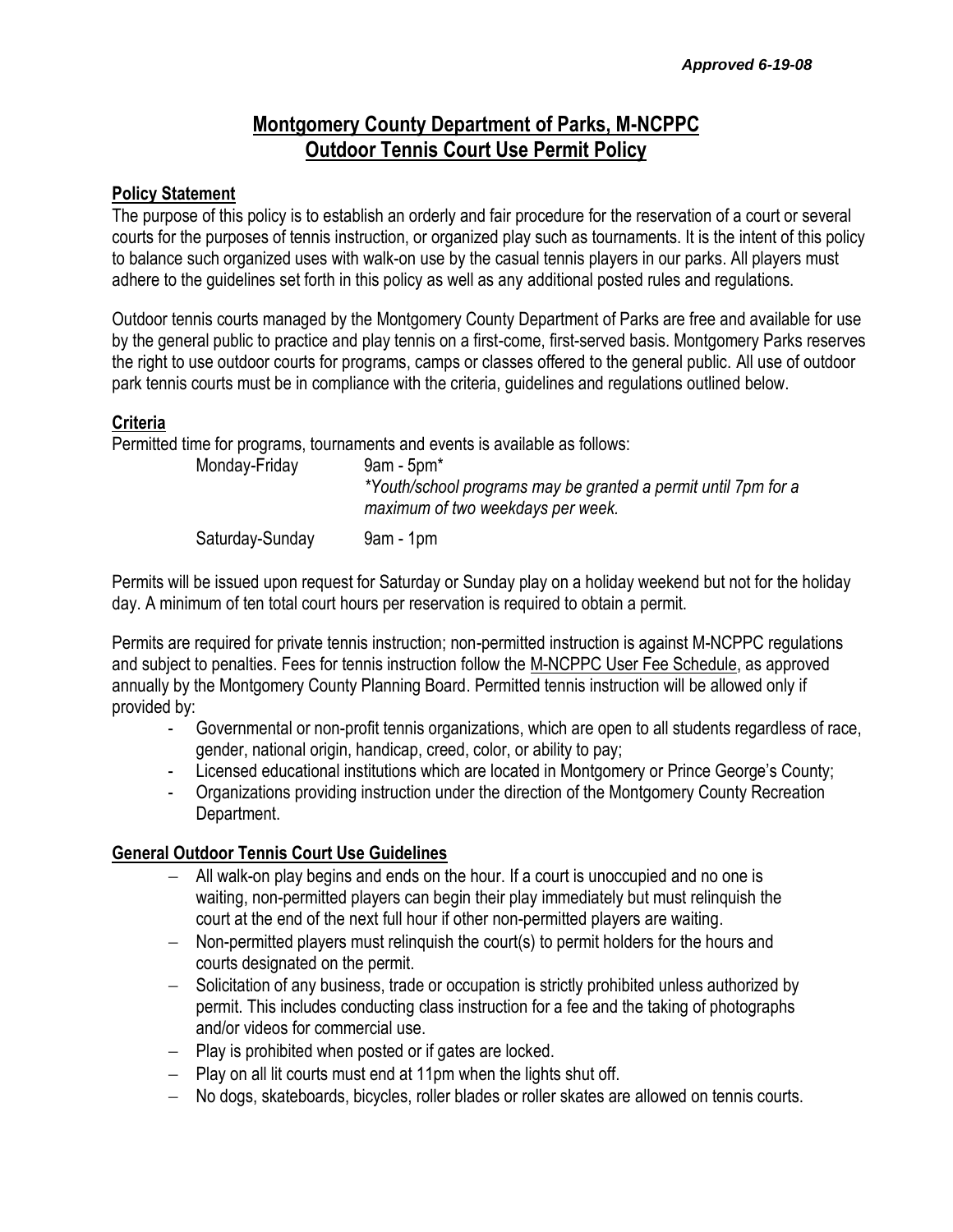*Approved 6-19-08*

# Montgomery County Department of Parks, M-NCPPC
# Outdoor Tennis Court Use Permit Policy

## Policy Statement

The purpose of this policy is to establish an orderly and fair procedure for the reservation of a court or several courts for the purposes of tennis instruction, or organized play such as tournaments. It is the intent of this policy to balance such organized uses with walk-on use by the casual tennis players in our parks. All players must adhere to the guidelines set forth in this policy as well as any additional posted rules and regulations.

Outdoor tennis courts managed by the Montgomery County Department of Parks are free and available for use by the general public to practice and play tennis on a first-come, first-served basis. Montgomery Parks reserves the right to use outdoor courts for programs, camps or classes offered to the general public. All use of outdoor park tennis courts must be in compliance with the criteria, guidelines and regulations outlined below.

## Criteria

Permitted time for programs, tournaments and events is available as follows:

| | |
|---|---|
| Monday-Friday | 9am - 5pm* <br> *\*Youth/school programs may be granted a permit until 7pm for a maximum of two weekdays per week.* |
| Saturday-Sunday | 9am - 1pm |

Permits will be issued upon request for Saturday or Sunday play on a holiday weekend but not for the holiday day. A minimum of ten total court hours per reservation is required to obtain a permit.

Permits are required for private tennis instruction; non-permitted instruction is against M-NCPPC regulations and subject to penalties. Fees for tennis instruction follow the M-NCPPC User Fee Schedule, as approved annually by the Montgomery County Planning Board. Permitted tennis instruction will be allowed only if provided by:

- Governmental or non-profit tennis organizations, which are open to all students regardless of race, gender, national origin, handicap, creed, color, or ability to pay;
- Licensed educational institutions which are located in Montgomery or Prince George's County;
- Organizations providing instruction under the direction of the Montgomery County Recreation Department.

## General Outdoor Tennis Court Use Guidelines

- All walk-on play begins and ends on the hour. If a court is unoccupied and no one is waiting, non-permitted players can begin their play immediately but must relinquish the court at the end of the next full hour if other non-permitted players are waiting.
- Non-permitted players must relinquish the court(s) to permit holders for the hours and courts designated on the permit.
- Solicitation of any business, trade or occupation is strictly prohibited unless authorized by permit. This includes conducting class instruction for a fee and the taking of photographs and/or videos for commercial use.
- Play is prohibited when posted or if gates are locked.
- Play on all lit courts must end at 11pm when the lights shut off.
- No dogs, skateboards, bicycles, roller blades or roller skates are allowed on tennis courts.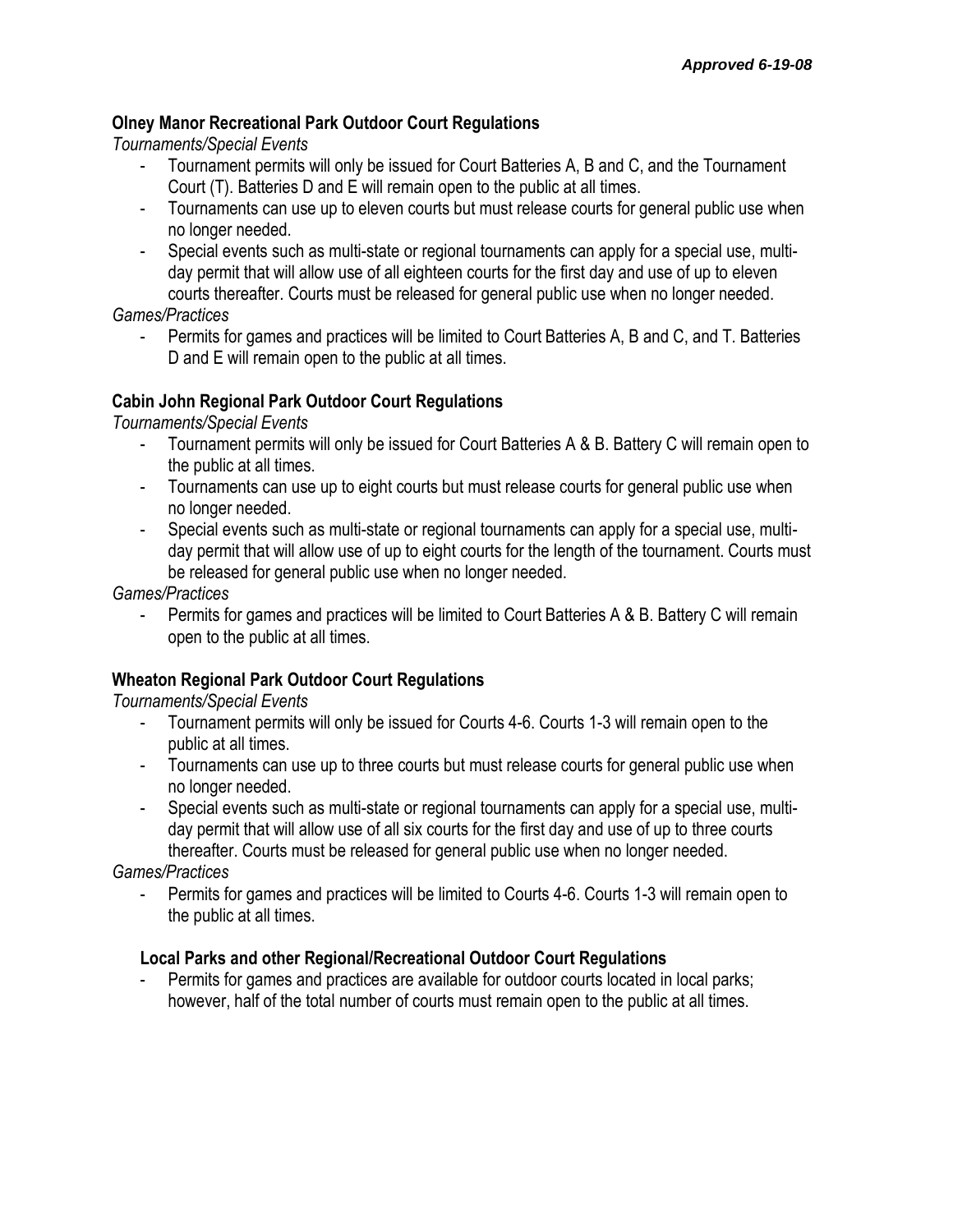*Approved 6-19-08*

**Olney Manor Recreational Park Outdoor Court Regulations**

*Tournaments/Special Events*

- Tournament permits will only be issued for Court Batteries A, B and C, and the Tournament Court (T). Batteries D and E will remain open to the public at all times.
- Tournaments can use up to eleven courts but must release courts for general public use when no longer needed.
- Special events such as multi-state or regional tournaments can apply for a special use, multi-day permit that will allow use of all eighteen courts for the first day and use of up to eleven courts thereafter. Courts must be released for general public use when no longer needed.

*Games/Practices*

- Permits for games and practices will be limited to Court Batteries A, B and C, and T. Batteries D and E will remain open to the public at all times.

**Cabin John Regional Park Outdoor Court Regulations**

*Tournaments/Special Events*

- Tournament permits will only be issued for Court Batteries A & B. Battery C will remain open to the public at all times.
- Tournaments can use up to eight courts but must release courts for general public use when no longer needed.
- Special events such as multi-state or regional tournaments can apply for a special use, multi-day permit that will allow use of up to eight courts for the length of the tournament. Courts must be released for general public use when no longer needed.

*Games/Practices*

- Permits for games and practices will be limited to Court Batteries A & B. Battery C will remain open to the public at all times.

**Wheaton Regional Park Outdoor Court Regulations**

*Tournaments/Special Events*

- Tournament permits will only be issued for Courts 4-6. Courts 1-3 will remain open to the public at all times.
- Tournaments can use up to three courts but must release courts for general public use when no longer needed.
- Special events such as multi-state or regional tournaments can apply for a special use, multi-day permit that will allow use of all six courts for the first day and use of up to three courts thereafter. Courts must be released for general public use when no longer needed.

*Games/Practices*

- Permits for games and practices will be limited to Courts 4-6. Courts 1-3 will remain open to the public at all times.

**Local Parks and other Regional/Recreational Outdoor Court Regulations**

- Permits for games and practices are available for outdoor courts located in local parks; however, half of the total number of courts must remain open to the public at all times.